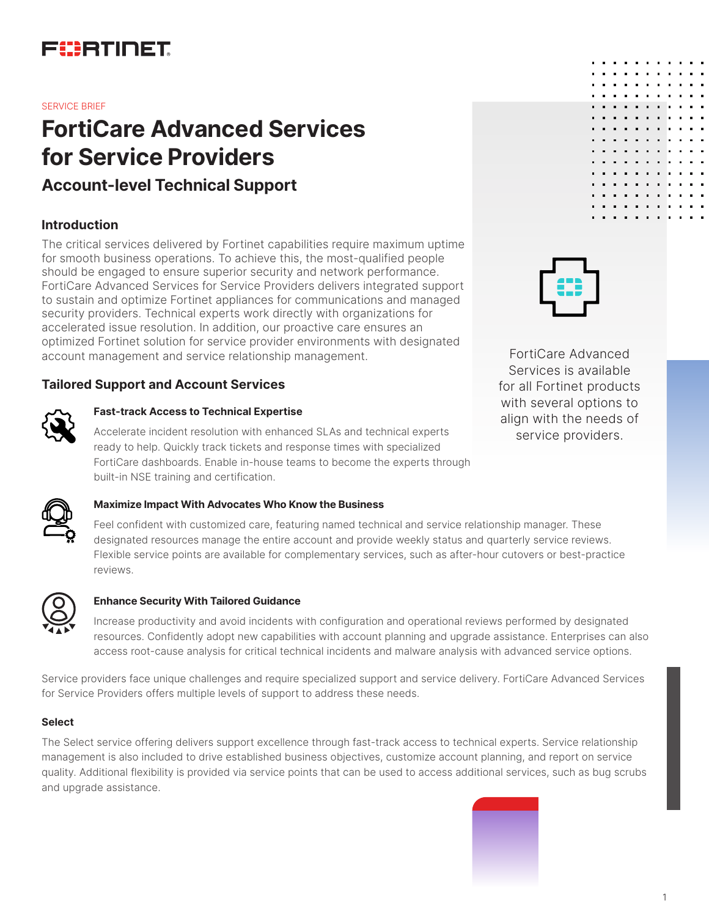SERVICE BRIEF

# FortiCare Advanced Services for Service Providers

## Account-level Technical Support

### Introduction

The critical services delivered by Fortinet capabilities require maximum uptime for smooth business operations. To achieve this, the most-qualified people should be engaged to ensure superior security and network performance. FortiCare Advanced Services for Service Providers delivers integrated support to sustain and optimize Fortinet appliances for communications and managed security providers. Technical experts work directly with organizations for accelerated issue resolution. In addition, our proactive care ensures an optimized Fortinet solution for service provider environments with designated account management and service relationship management.

FortiCare Advanced Services is available for all Fortinet products with several options to align with the needs of service providers.

### Tailored Support and Account Services

**Fast-track Access to Technical Expertise**

Accelerate incident resolution with enhanced SLAs and technical experts ready to help. Quickly track tickets and response times with specialized FortiCare dashboards. Enable in-house teams to become the experts through built-in NSE training and certification.

**Maximize Impact With Advocates Who Know the Business**

Feel confident with customized care, featuring named technical and service relationship manager. These designated resources manage the entire account and provide weekly status and quarterly service reviews. Flexible service points are available for complementary services, such as after-hour cutovers or best-practice reviews.

**Enhance Security With Tailored Guidance**

Increase productivity and avoid incidents with configuration and operational reviews performed by designated resources. Confidently adopt new capabilities with account planning and upgrade assistance. Enterprises can also access root-cause analysis for critical technical incidents and malware analysis with advanced service options.

Service providers face unique challenges and require specialized support and service delivery. FortiCare Advanced Services for Service Providers offers multiple levels of support to address these needs.

#### Select

The Select service offering delivers support excellence through fast-track access to technical experts. Service relationship management is also included to drive established business objectives, customize account planning, and report on service quality. Additional flexibility is provided via service points that can be used to access additional services, such as bug scrubs and upgrade assistance.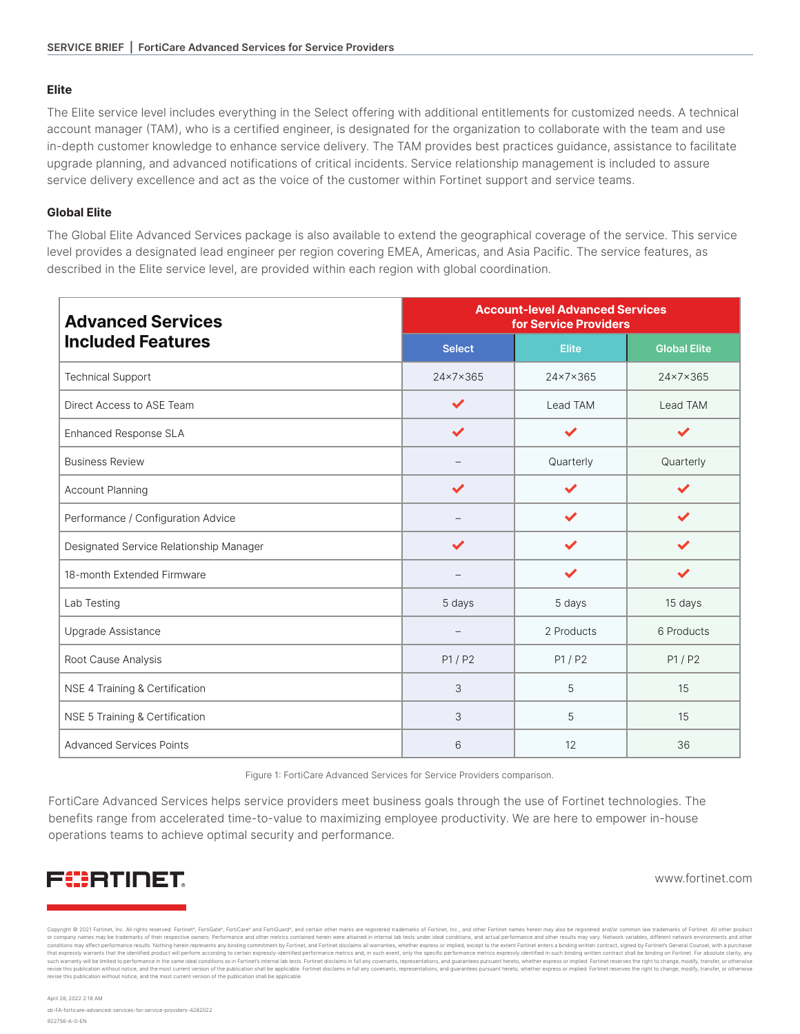### Elite

The Elite service level includes everything in the Select offering with additional entitlements for customized needs. A technical account manager (TAM), who is a certified engineer, is designated for the organization to collaborate with the team and use in-depth customer knowledge to enhance service delivery. The TAM provides best practices guidance, assistance to facilitate upgrade planning, and advanced notifications of critical incidents. Service relationship management is included to assure service delivery excellence and act as the voice of the customer within Fortinet support and service teams.

### Global Elite

The Global Elite Advanced Services package is also available to extend the geographical coverage of the service. This service level provides a designated lead engineer per region covering EMEA, Americas, and Asia Pacific. The service features, as described in the Elite service level, are provided within each region with global coordination.

| Advanced Services Included Features | Account-level Advanced Services for Service Providers | | |
|---|---|---|---|
| | Select | Elite | Global Elite |
| Technical Support | 24×7×365 | 24×7×365 | 24×7×365 |
| Direct Access to ASE Team | ✔ | Lead TAM | Lead TAM |
| Enhanced Response SLA | ✔ | ✔ | ✔ |
| Business Review | – | Quarterly | Quarterly |
| Account Planning | ✔ | ✔ | ✔ |
| Performance / Configuration Advice | – | ✔ | ✔ |
| Designated Service Relationship Manager | ✔ | ✔ | ✔ |
| 18-month Extended Firmware | – | ✔ | ✔ |
| Lab Testing | 5 days | 5 days | 15 days |
| Upgrade Assistance | – | 2 Products | 6 Products |
| Root Cause Analysis | P1 / P2 | P1 / P2 | P1 / P2 |
| NSE 4 Training & Certification | 3 | 5 | 15 |
| NSE 5 Training & Certification | 3 | 5 | 15 |
| Advanced Services Points | 6 | 12 | 36 |

Figure 1: FortiCare Advanced Services for Service Providers comparison.

FortiCare Advanced Services helps service providers meet business goals through the use of Fortinet technologies. The benefits range from accelerated time-to-value to maximizing employee productivity. We are here to empower in-house operations teams to achieve optimal security and performance.

www.fortinet.com

Copyright © 2021 Fortinet, Inc. All rights reserved. Fortinet®, FortiGate®, FortiCare® and FortiGuard®, and certain other marks are registered trademarks of Fortinet, Inc., and other Fortinet names herein may also be registered and/or common law trademarks of Fortinet. All other product or company names may be trademarks of their respective owners. Performance and other metrics contained herein were attained in internal lab tests under ideal conditions, and actual performance and other results may vary. Network variables, different network environments and other conditions may affect performance results. Nothing herein represents any binding commitment by Fortinet, and Fortinet disclaims all warranties, whether express or implied, except to the extent Fortinet enters a binding written contract, signed by Fortinet's General Counsel, with a purchaser that expressly warrants that the identified product will perform according to certain expressly-identified performance metrics and, in such event, only the specific performance metrics expressly identified in such binding written contract shall be binding on Fortinet. For absolute clarity, any such warranty will be limited to performance in the same ideal conditions as in Fortinet's internal lab tests. Fortinet disclaims in full any covenants, representations, and guarantees pursuant hereto, whether express or implied. Fortinet reserves the right to change, modify, transfer, or otherwise revise this publication without notice, and the most current version of the publication shall be applicable. Fortinet disclaims in full any covenants, representations, and guarantees pursuant hereto, whether express or implied. Fortinet reserves the right to change, modify, transfer, or otherwise revise this publication without notice, and the most current version of the publication shall be applicable.

April 28, 2022 2:18 AM

sb-FA-forticare-advanced-services-for-service-providers-4282022

922756-A-0-EN